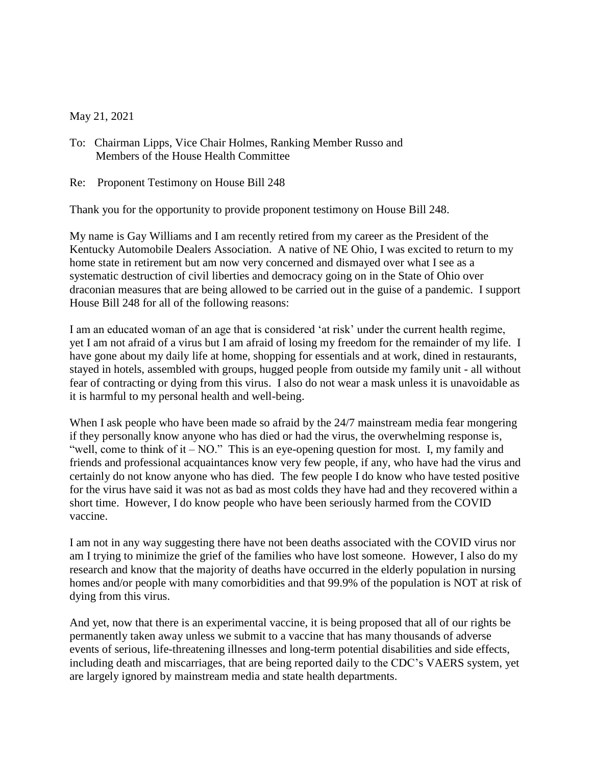May 21, 2021

To: Chairman Lipps, Vice Chair Holmes, Ranking Member Russo and
Members of the House Health Committee

Re: Proponent Testimony on House Bill 248

Thank you for the opportunity to provide proponent testimony on House Bill 248.

My name is Gay Williams and I am recently retired from my career as the President of the Kentucky Automobile Dealers Association. A native of NE Ohio, I was excited to return to my home state in retirement but am now very concerned and dismayed over what I see as a systematic destruction of civil liberties and democracy going on in the State of Ohio over draconian measures that are being allowed to be carried out in the guise of a pandemic. I support House Bill 248 for all of the following reasons:

I am an educated woman of an age that is considered 'at risk' under the current health regime, yet I am not afraid of a virus but I am afraid of losing my freedom for the remainder of my life. I have gone about my daily life at home, shopping for essentials and at work, dined in restaurants, stayed in hotels, assembled with groups, hugged people from outside my family unit - all without fear of contracting or dying from this virus. I also do not wear a mask unless it is unavoidable as it is harmful to my personal health and well-being.

When I ask people who have been made so afraid by the 24/7 mainstream media fear mongering if they personally know anyone who has died or had the virus, the overwhelming response is, "well, come to think of it – NO." This is an eye-opening question for most. I, my family and friends and professional acquaintances know very few people, if any, who have had the virus and certainly do not know anyone who has died. The few people I do know who have tested positive for the virus have said it was not as bad as most colds they have had and they recovered within a short time. However, I do know people who have been seriously harmed from the COVID vaccine.

I am not in any way suggesting there have not been deaths associated with the COVID virus nor am I trying to minimize the grief of the families who have lost someone. However, I also do my research and know that the majority of deaths have occurred in the elderly population in nursing homes and/or people with many comorbidities and that 99.9% of the population is NOT at risk of dying from this virus.

And yet, now that there is an experimental vaccine, it is being proposed that all of our rights be permanently taken away unless we submit to a vaccine that has many thousands of adverse events of serious, life-threatening illnesses and long-term potential disabilities and side effects, including death and miscarriages, that are being reported daily to the CDC's VAERS system, yet are largely ignored by mainstream media and state health departments.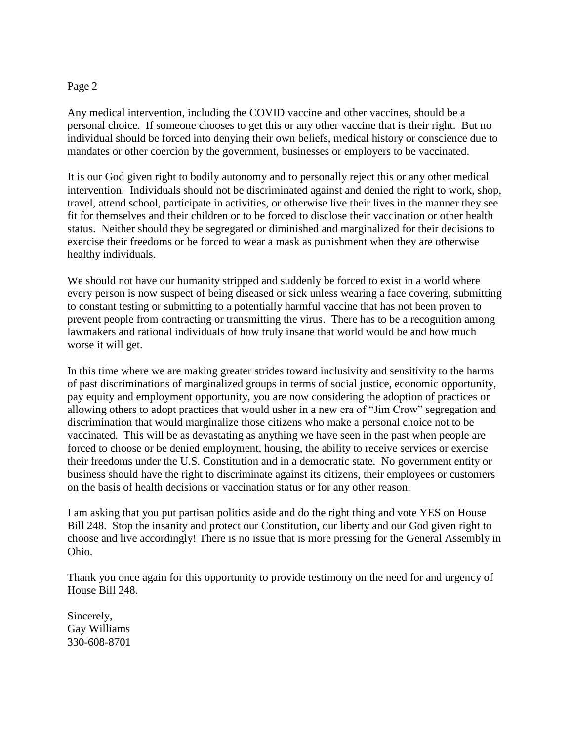Any medical intervention, including the COVID vaccine and other vaccines, should be a personal choice. If someone chooses to get this or any other vaccine that is their right. But no individual should be forced into denying their own beliefs, medical history or conscience due to mandates or other coercion by the government, businesses or employers to be vaccinated.

It is our God given right to bodily autonomy and to personally reject this or any other medical intervention. Individuals should not be discriminated against and denied the right to work, shop, travel, attend school, participate in activities, or otherwise live their lives in the manner they see fit for themselves and their children or to be forced to disclose their vaccination or other health status. Neither should they be segregated or diminished and marginalized for their decisions to exercise their freedoms or be forced to wear a mask as punishment when they are otherwise healthy individuals.

We should not have our humanity stripped and suddenly be forced to exist in a world where every person is now suspect of being diseased or sick unless wearing a face covering, submitting to constant testing or submitting to a potentially harmful vaccine that has not been proven to prevent people from contracting or transmitting the virus. There has to be a recognition among lawmakers and rational individuals of how truly insane that world would be and how much worse it will get.

In this time where we are making greater strides toward inclusivity and sensitivity to the harms of past discriminations of marginalized groups in terms of social justice, economic opportunity, pay equity and employment opportunity, you are now considering the adoption of practices or allowing others to adopt practices that would usher in a new era of "Jim Crow" segregation and discrimination that would marginalize those citizens who make a personal choice not to be vaccinated. This will be as devastating as anything we have seen in the past when people are forced to choose or be denied employment, housing, the ability to receive services or exercise their freedoms under the U.S. Constitution and in a democratic state. No government entity or business should have the right to discriminate against its citizens, their employees or customers on the basis of health decisions or vaccination status or for any other reason.

I am asking that you put partisan politics aside and do the right thing and vote YES on House Bill 248. Stop the insanity and protect our Constitution, our liberty and our God given right to choose and live accordingly! There is no issue that is more pressing for the General Assembly in Ohio.

Thank you once again for this opportunity to provide testimony on the need for and urgency of House Bill 248.

Sincerely,
Gay Williams
330-608-8701